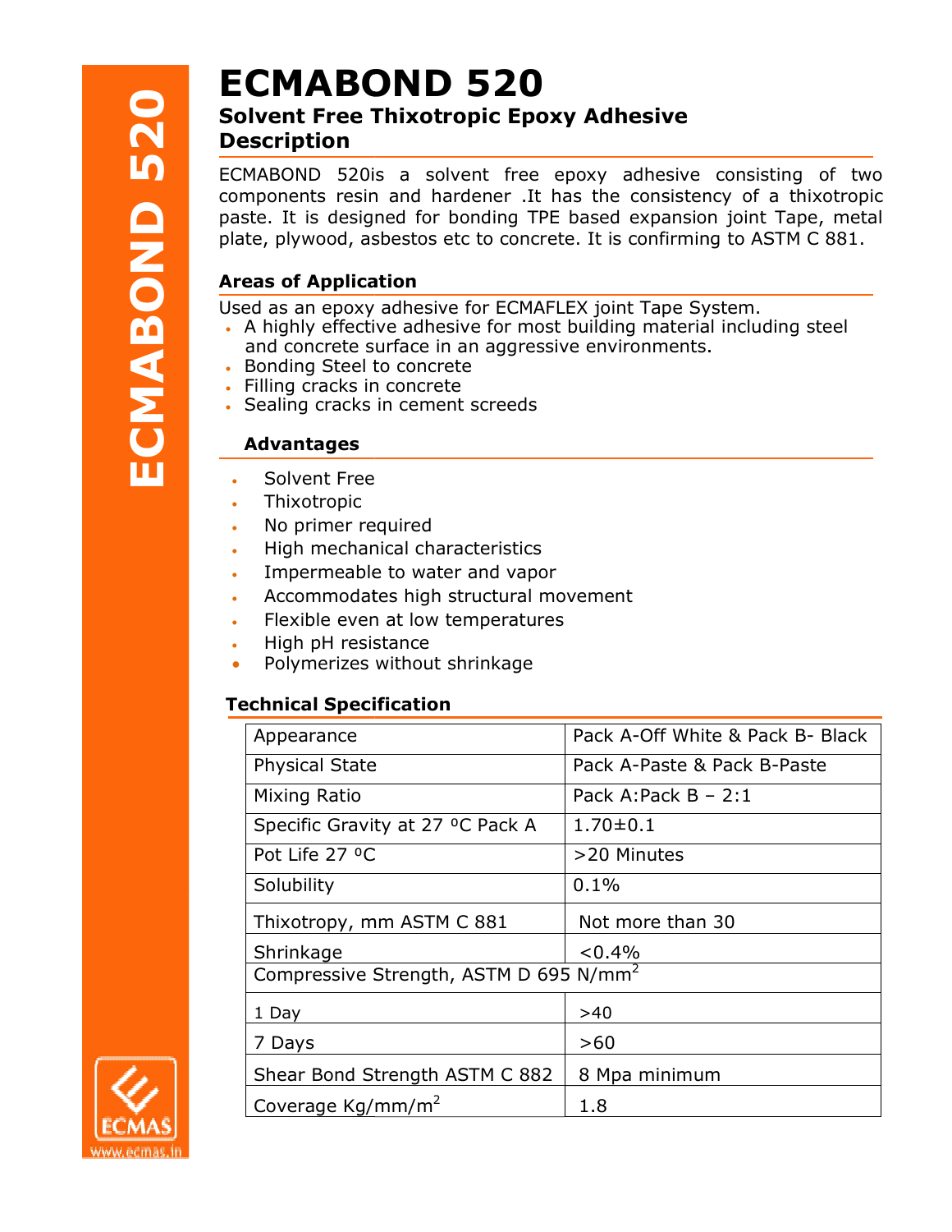# ECMABOND 520

## Solvent Free Thixotropic Epoxy Adhesive

## Description

ECMABOND 520is a solvent free epoxy adhesive consisting of two components resin and hardener .It has the consistency of a thixotropic paste. It is designed for bonding TPE based expansion joint Tape, metal plate, plywood, asbestos etc to concrete. It is confirming to ASTM C 881.

### Areas of Application

Used as an epoxy adhesive for ECMAFLEX joint Tape System.

- A highly effective adhesive for most building material including steel and concrete surface in an aggressive environments.
- Bonding Steel to concrete
- Filling cracks in concrete
- Sealing cracks in cement screeds

### Advantages

- Solvent Free
- Thixotropic
- No primer required
- High mechanical characteristics
- Impermeable to water and vapor
- Accommodates high structural movement
- Flexible even at low temperatures
- High pH resistance
- Polymerizes without shrinkage

### Technical Specification

| Property | Value |
|---|---|
| Appearance | Pack A-Off White & Pack B- Black |
| Physical State | Pack A-Paste & Pack B-Paste |
| Mixing Ratio | Pack A:Pack B – 2:1 |
| Specific Gravity at 27 ºC Pack A | 1.70±0.1 |
| Pot Life 27 ºC | >20 Minutes |
| Solubility | 0.1% |
| Thixotropy, mm ASTM C 881 | Not more than 30 |
| Shrinkage | <0.4% |
| Compressive Strength, ASTM D 695 N/mm$^2$ | |
| 1 Day | >40 |
| 7 Days | >60 |
| Shear Bond Strength ASTM C 882 | 8 Mpa minimum |
| Coverage Kg/mm/m$^2$ | 1.8 |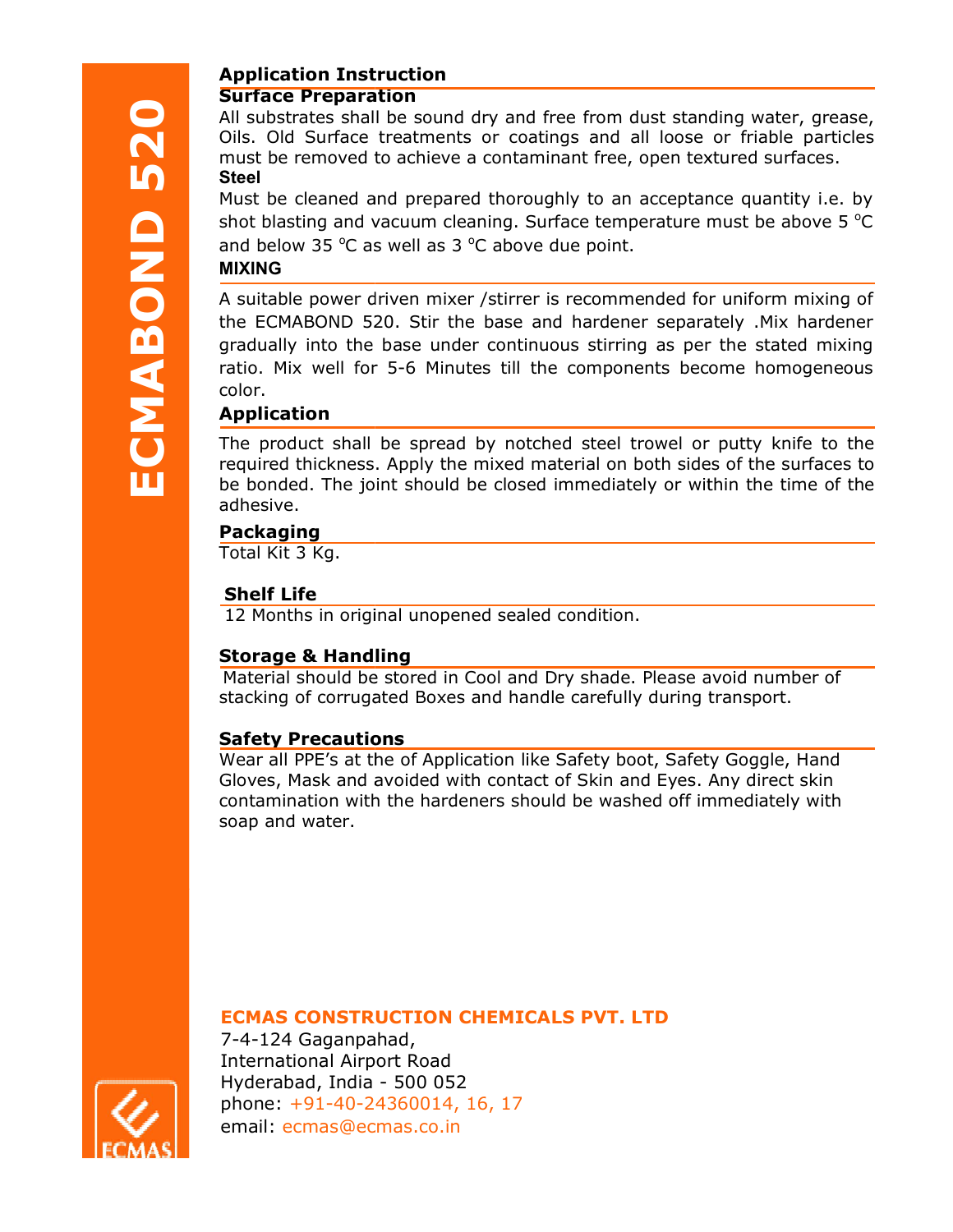# ECMABOND 520

## Application Instruction

### Surface Preparation

All substrates shall be sound dry and free from dust standing water, grease, Oils. Old Surface treatments or coatings and all loose or friable particles must be removed to achieve a contaminant free, open textured surfaces.

**Steel**

Must be cleaned and prepared thoroughly to an acceptance quantity i.e. by shot blasting and vacuum cleaning. Surface temperature must be above 5 $^oC$ and below 35 $^oC$ as well as 3 $^oC$ above due point.

### MIXING

A suitable power driven mixer /stirrer is recommended for uniform mixing of the ECMABOND 520. Stir the base and hardener separately .Mix hardener gradually into the base under continuous stirring as per the stated mixing ratio. Mix well for 5-6 Minutes till the components become homogeneous color.

### Application

The product shall be spread by notched steel trowel or putty knife to the required thickness. Apply the mixed material on both sides of the surfaces to be bonded. The joint should be closed immediately or within the time of the adhesive.

### Packaging

Total Kit 3 Kg.

### Shelf Life

12 Months in original unopened sealed condition.

### Storage & Handling

Material should be stored in Cool and Dry shade. Please avoid number of stacking of corrugated Boxes and handle carefully during transport.

### Safety Precautions

Wear all PPE's at the of Application like Safety boot, Safety Goggle, Hand Gloves, Mask and avoided with contact of Skin and Eyes. Any direct skin contamination with the hardeners should be washed off immediately with soap and water.

**ECMAS CONSTRUCTION CHEMICALS PVT. LTD**

7-4-124 Gaganpahad,
International Airport Road
Hyderabad, India - 500 052
phone: +91-40-24360014, 16, 17
email: ecmas@ecmas.co.in

ECMAS